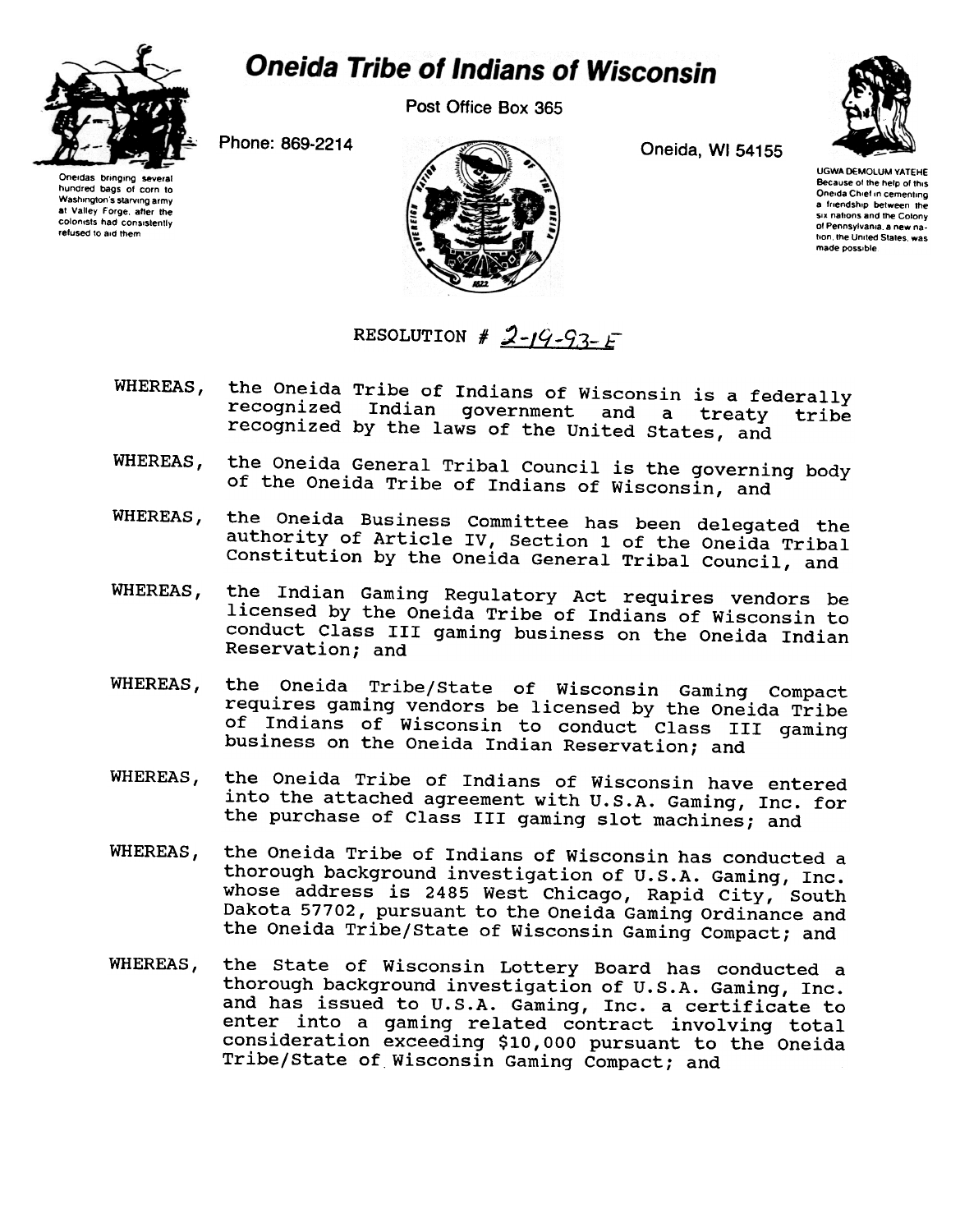# Oneida Tribe of Indians of Wisconsin

Post Office Box 365

Phone: 869-2214

Oneida, WI 54155

Oneidas bringing several hundred bags of corn to Washington's starving army at Valley Forge, after the colonists had consistently refused to aid them

UGWA DEMOLUM YATEHE Because of the help of this Oneida Chief in cementing a friendship between the six nations and the Colony of Pennsylvania, a new nation, the United States, was made possible

RESOLUTION # 2-19-93-E

WHEREAS, the Oneida Tribe of Indians of Wisconsin is a federally recognized Indian government and a treaty tribe recognized by the laws of the United States, and

WHEREAS, the Oneida General Tribal Council is the governing body of the Oneida Tribe of Indians of Wisconsin, and

WHEREAS, the Oneida Business Committee has been delegated the authority of Article IV, Section 1 of the Oneida Tribal Constitution by the Oneida General Tribal Council, and

WHEREAS, the Indian Gaming Regulatory Act requires vendors be licensed by the Oneida Tribe of Indians of Wisconsin to conduct Class III gaming business on the Oneida Indian Reservation; and

WHEREAS, the Oneida Tribe/State of Wisconsin Gaming Compact requires gaming vendors be licensed by the Oneida Tribe of Indians of Wisconsin to conduct Class III gaming business on the Oneida Indian Reservation; and

WHEREAS, the Oneida Tribe of Indians of Wisconsin have entered into the attached agreement with U.S.A. Gaming, Inc. for the purchase of Class III gaming slot machines; and

WHEREAS, the Oneida Tribe of Indians of Wisconsin has conducted a thorough background investigation of U.S.A. Gaming, Inc. whose address is 2485 West Chicago, Rapid City, South Dakota 57702, pursuant to the Oneida Gaming Ordinance and the Oneida Tribe/State of Wisconsin Gaming Compact; and

WHEREAS, the State of Wisconsin Lottery Board has conducted a thorough background investigation of U.S.A. Gaming, Inc. and has issued to U.S.A. Gaming, Inc. a certificate to enter into a gaming related contract involving total consideration exceeding $10,000 pursuant to the Oneida Tribe/State of Wisconsin Gaming Compact; and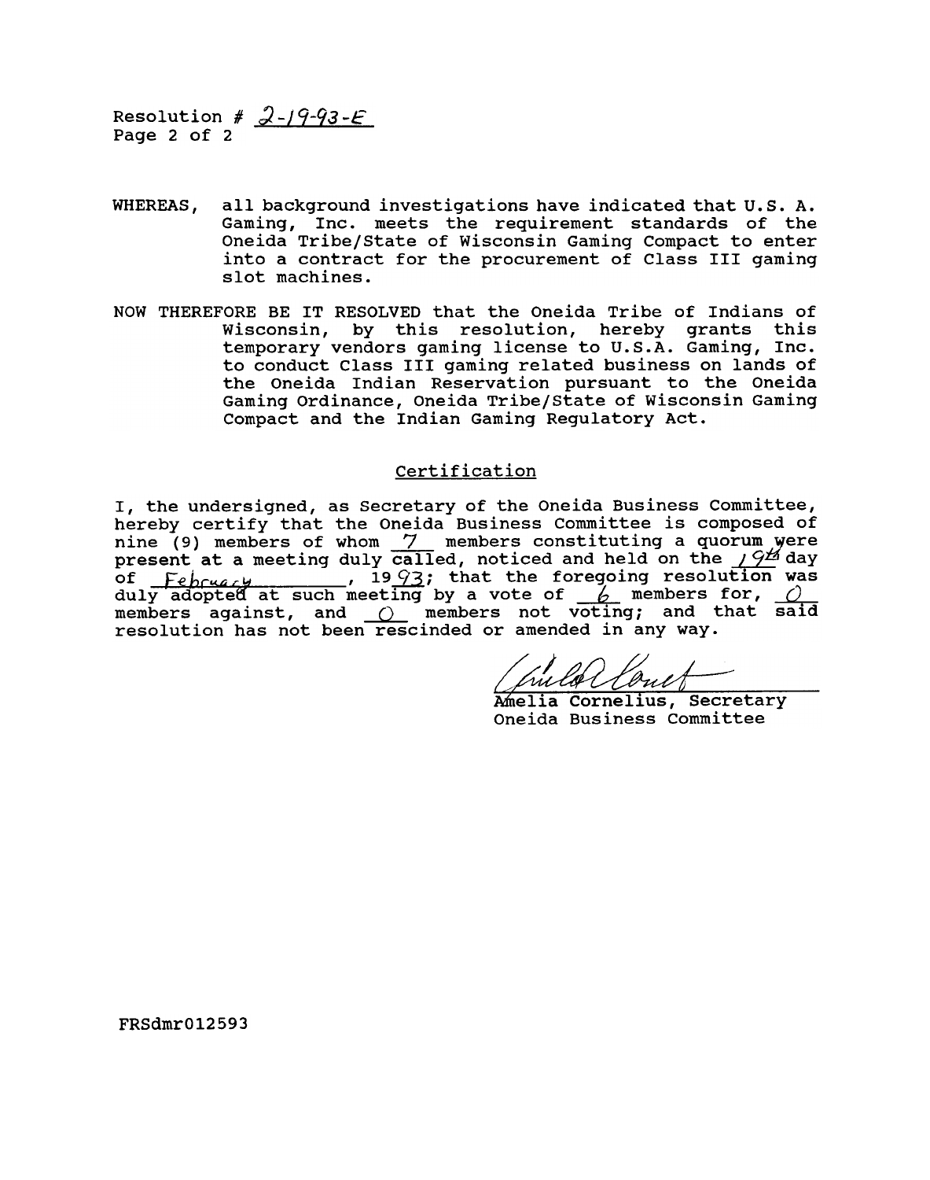Resolution # 2-19-93-E

WHEREAS, all background investigations have indicated that U.S. A. Gaming, Inc. meets the requirement standards of the Oneida Tribe/State of Wisconsin Gaming Compact to enter into a contract for the procurement of Class III gaming slot machines.

NOW THEREFORE BE IT RESOLVED that the Oneida Tribe of Indians of Wisconsin, by this resolution, hereby grants this temporary vendors gaming license to U.S.A. Gaming, Inc. to conduct Class III gaming related business on lands of the Oneida Indian Reservation pursuant to the Oneida Gaming Ordinance, Oneida Tribe/State of Wisconsin Gaming Compact and the Indian Gaming Regulatory Act.

## Certification

I, the undersigned, as Secretary of the Oneida Business Committee, hereby certify that the Oneida Business Committee is composed of nine (9) members of whom 7 members constituting a quorum were present at a meeting duly called, noticed and held on the 19th day of February, 1993; that the foregoing resolution was duly adopted at such meeting by a vote of 6 members for, 0 members against, and 0 members not voting; and that said resolution has not been rescinded or amended in any way.

Amelia Cornelius, Secretary
Oneida Business Committee

FRSdmr012593